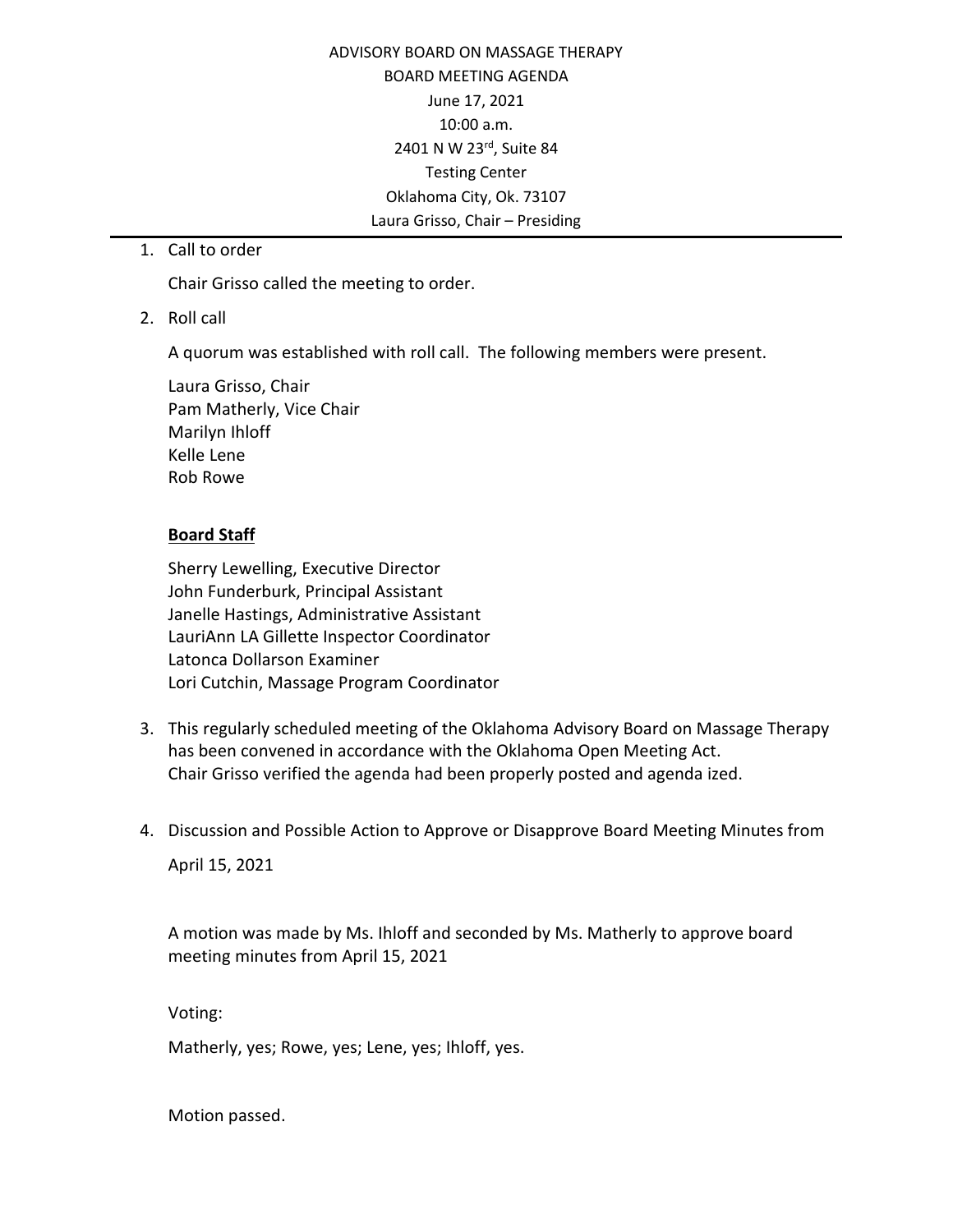ADVISORY BOARD ON MASSAGE THERAPY
BOARD MEETING AGENDA
June 17, 2021
10:00 a.m.
2401 N W 23rd, Suite 84
Testing Center
Oklahoma City, Ok. 73107
Laura Grisso, Chair – Presiding

---

1. Call to order

   Chair Grisso called the meeting to order.

2. Roll call

   A quorum was established with roll call. The following members were present.

   Laura Grisso, Chair
   Pam Matherly, Vice Chair
   Marilyn Ihloff
   Kelle Lene
   Rob Rowe

   **Board Staff**

   Sherry Lewelling, Executive Director
   John Funderburk, Principal Assistant
   Janelle Hastings, Administrative Assistant
   LauriAnn LA Gillette Inspector Coordinator
   Latonca Dollarson Examiner
   Lori Cutchin, Massage Program Coordinator

3. This regularly scheduled meeting of the Oklahoma Advisory Board on Massage Therapy has been convened in accordance with the Oklahoma Open Meeting Act.
   Chair Grisso verified the agenda had been properly posted and agenda ized.

4. Discussion and Possible Action to Approve or Disapprove Board Meeting Minutes from

   April 15, 2021

   A motion was made by Ms. Ihloff and seconded by Ms. Matherly to approve board meeting minutes from April 15, 2021

   Voting:

   Matherly, yes; Rowe, yes; Lene, yes; Ihloff, yes.

   Motion passed.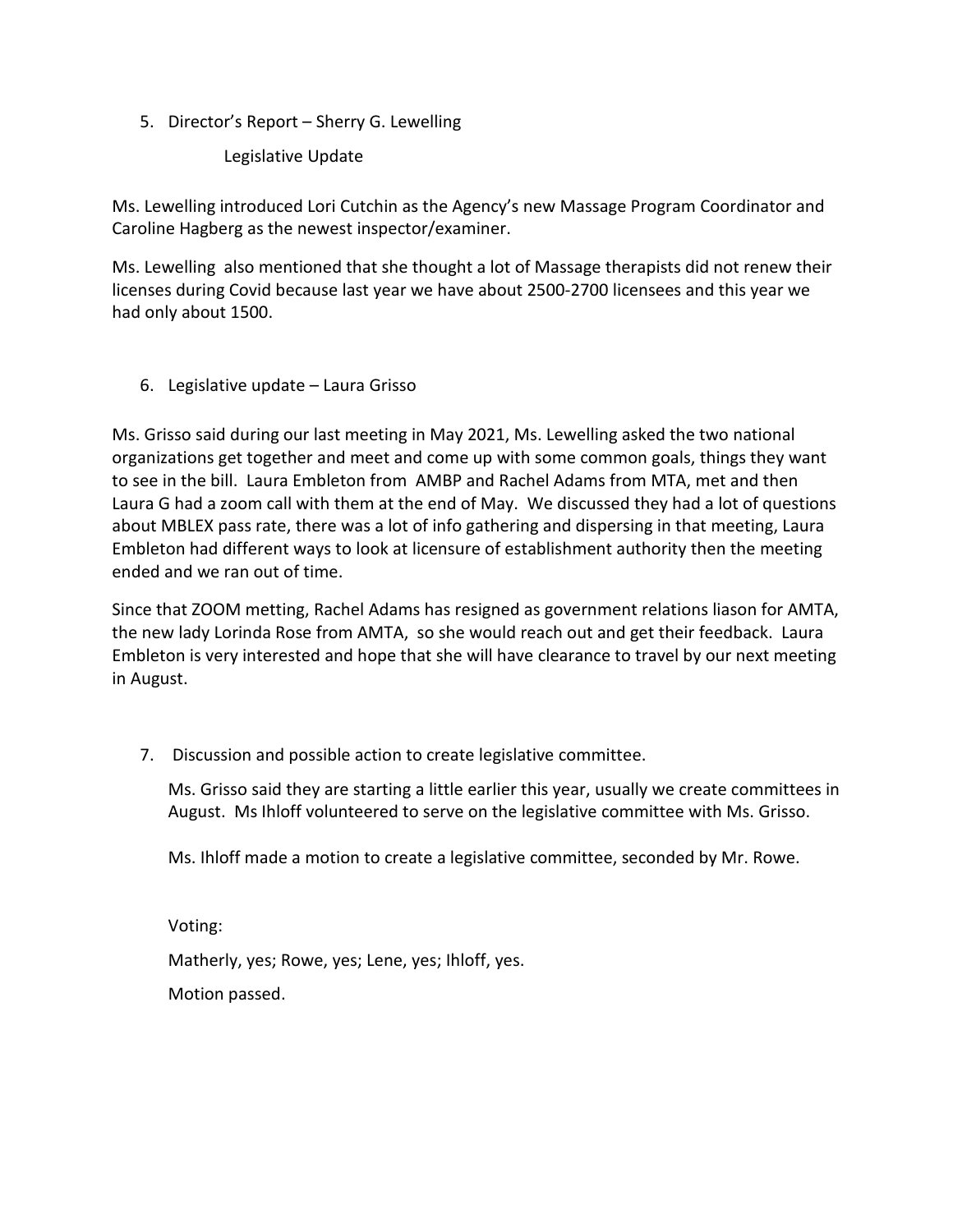5. Director's Report – Sherry G. Lewelling

   Legislative Update

Ms. Lewelling introduced Lori Cutchin as the Agency's new Massage Program Coordinator and Caroline Hagberg as the newest inspector/examiner.

Ms. Lewelling  also mentioned that she thought a lot of Massage therapists did not renew their licenses during Covid because last year we have about 2500-2700 licensees and this year we had only about 1500.

6. Legislative update – Laura Grisso

Ms. Grisso said during our last meeting in May 2021, Ms. Lewelling asked the two national organizations get together and meet and come up with some common goals, things they want to see in the bill.  Laura Embleton from  AMBP and Rachel Adams from MTA, met and then Laura G had a zoom call with them at the end of May.  We discussed they had a lot of questions about MBLEX pass rate, there was a lot of info gathering and dispersing in that meeting, Laura Embleton had different ways to look at licensure of establishment authority then the meeting ended and we ran out of time.

Since that ZOOM metting, Rachel Adams has resigned as government relations liason for AMTA, the new lady Lorinda Rose from AMTA,  so she would reach out and get their feedback.  Laura Embleton is very interested and hope that she will have clearance to travel by our next meeting in August.

7. Discussion and possible action to create legislative committee.

   Ms. Grisso said they are starting a little earlier this year, usually we create committees in August.  Ms Ihloff volunteered to serve on the legislative committee with Ms. Grisso.

   Ms. Ihloff made a motion to create a legislative committee, seconded by Mr. Rowe.

   Voting:

   Matherly, yes; Rowe, yes; Lene, yes; Ihloff, yes.

   Motion passed.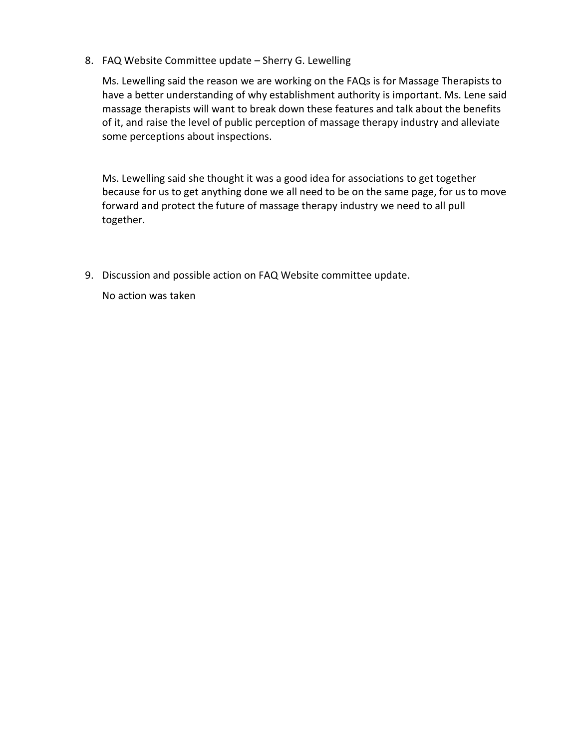8. FAQ Website Committee update – Sherry G. Lewelling

   Ms. Lewelling said the reason we are working on the FAQs is for Massage Therapists to have a better understanding of why establishment authority is important. Ms. Lene said massage therapists will want to break down these features and talk about the benefits of it, and raise the level of public perception of massage therapy industry and alleviate some perceptions about inspections.

   Ms. Lewelling said she thought it was a good idea for associations to get together because for us to get anything done we all need to be on the same page, for us to move forward and protect the future of massage therapy industry we need to all pull together.

9. Discussion and possible action on FAQ Website committee update.

   No action was taken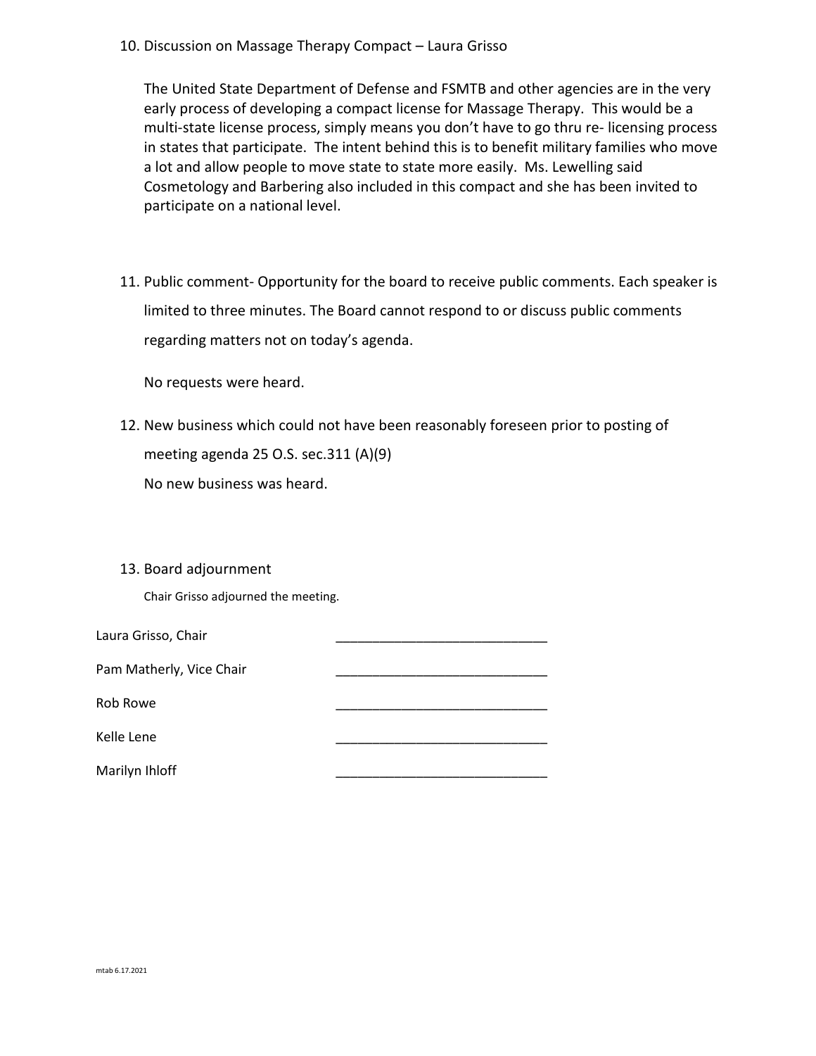10. Discussion on Massage Therapy Compact – Laura Grisso

    The United State Department of Defense and FSMTB and other agencies are in the very early process of developing a compact license for Massage Therapy. This would be a multi-state license process, simply means you don't have to go thru re- licensing process in states that participate. The intent behind this is to benefit military families who move a lot and allow people to move state to state more easily. Ms. Lewelling said Cosmetology and Barbering also included in this compact and she has been invited to participate on a national level.

11. Public comment- Opportunity for the board to receive public comments. Each speaker is limited to three minutes. The Board cannot respond to or discuss public comments regarding matters not on today's agenda.

    No requests were heard.

12. New business which could not have been reasonably foreseen prior to posting of meeting agenda 25 O.S. sec.311 (A)(9)

    No new business was heard.

13. Board adjournment

    Chair Grisso adjourned the meeting.

Laura Grisso, Chair \_\_\_\_\_\_\_\_\_\_\_\_\_\_\_\_\_\_\_\_\_\_\_\_\_\_\_\_

Pam Matherly, Vice Chair \_\_\_\_\_\_\_\_\_\_\_\_\_\_\_\_\_\_\_\_\_\_\_\_\_\_\_\_

Rob Rowe \_\_\_\_\_\_\_\_\_\_\_\_\_\_\_\_\_\_\_\_\_\_\_\_\_\_\_\_

Kelle Lene \_\_\_\_\_\_\_\_\_\_\_\_\_\_\_\_\_\_\_\_\_\_\_\_\_\_\_\_

Marilyn Ihloff \_\_\_\_\_\_\_\_\_\_\_\_\_\_\_\_\_\_\_\_\_\_\_\_\_\_\_\_

mtab 6.17.2021